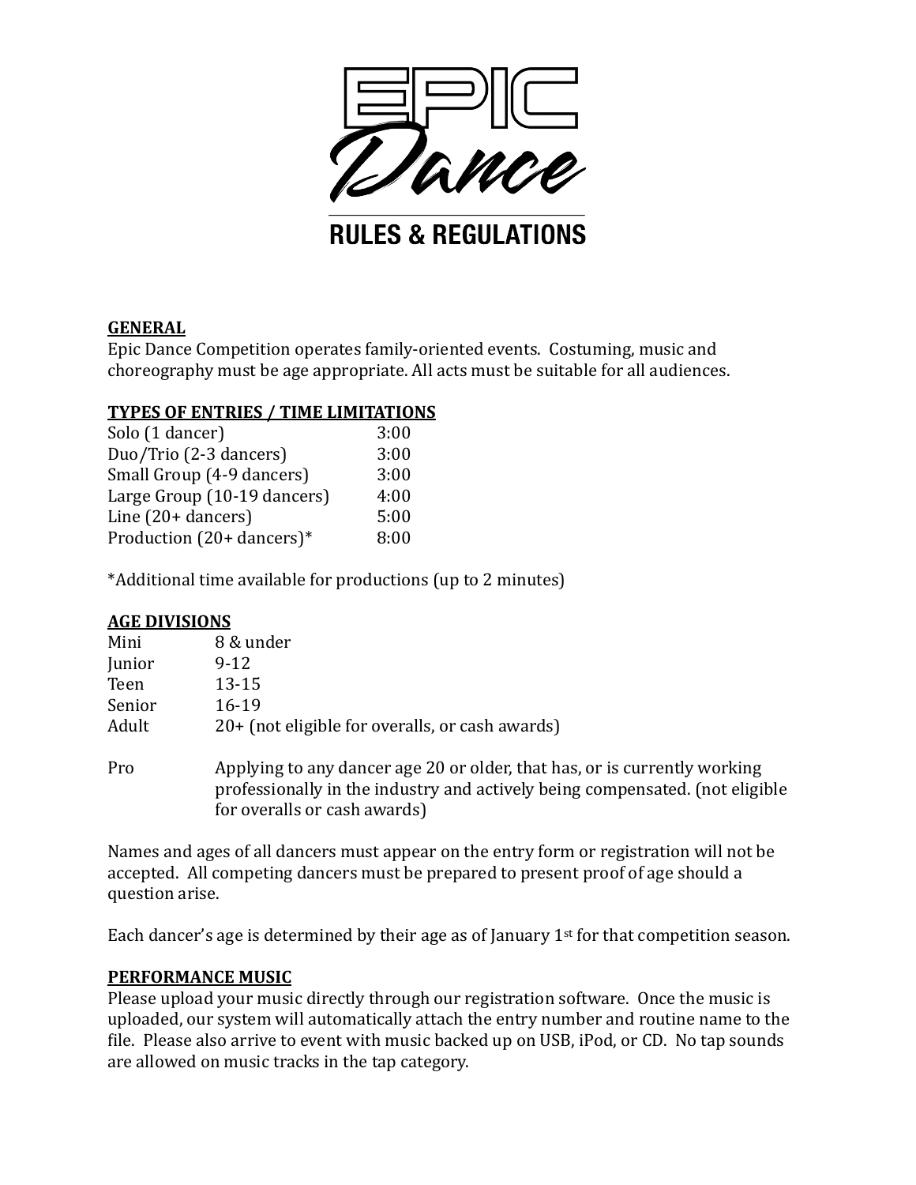# EPIC Dance

## RULES & REGULATIONS

**GENERAL**

Epic Dance Competition operates family-oriented events. Costuming, music and choreography must be age appropriate. All acts must be suitable for all audiences.

**TYPES OF ENTRIES / TIME LIMITATIONS**

| Entry Type | Time Limit |
|---|---|
| Solo (1 dancer) | 3:00 |
| Duo/Trio (2-3 dancers) | 3:00 |
| Small Group (4-9 dancers) | 3:00 |
| Large Group (10-19 dancers) | 4:00 |
| Line (20+ dancers) | 5:00 |
| Production (20+ dancers)* | 8:00 |

*Additional time available for productions (up to 2 minutes)

**AGE DIVISIONS**

| Division | Ages |
|---|---|
| Mini | 8 & under |
| Junior | 9-12 |
| Teen | 13-15 |
| Senior | 16-19 |
| Adult | 20+ (not eligible for overalls, or cash awards) |
| Pro | Applying to any dancer age 20 or older, that has, or is currently working professionally in the industry and actively being compensated. (not eligible for overalls or cash awards) |

Names and ages of all dancers must appear on the entry form or registration will not be accepted. All competing dancers must be prepared to present proof of age should a question arise.

Each dancer's age is determined by their age as of January 1st for that competition season.

**PERFORMANCE MUSIC**

Please upload your music directly through our registration software. Once the music is uploaded, our system will automatically attach the entry number and routine name to the file. Please also arrive to event with music backed up on USB, iPod, or CD. No tap sounds are allowed on music tracks in the tap category.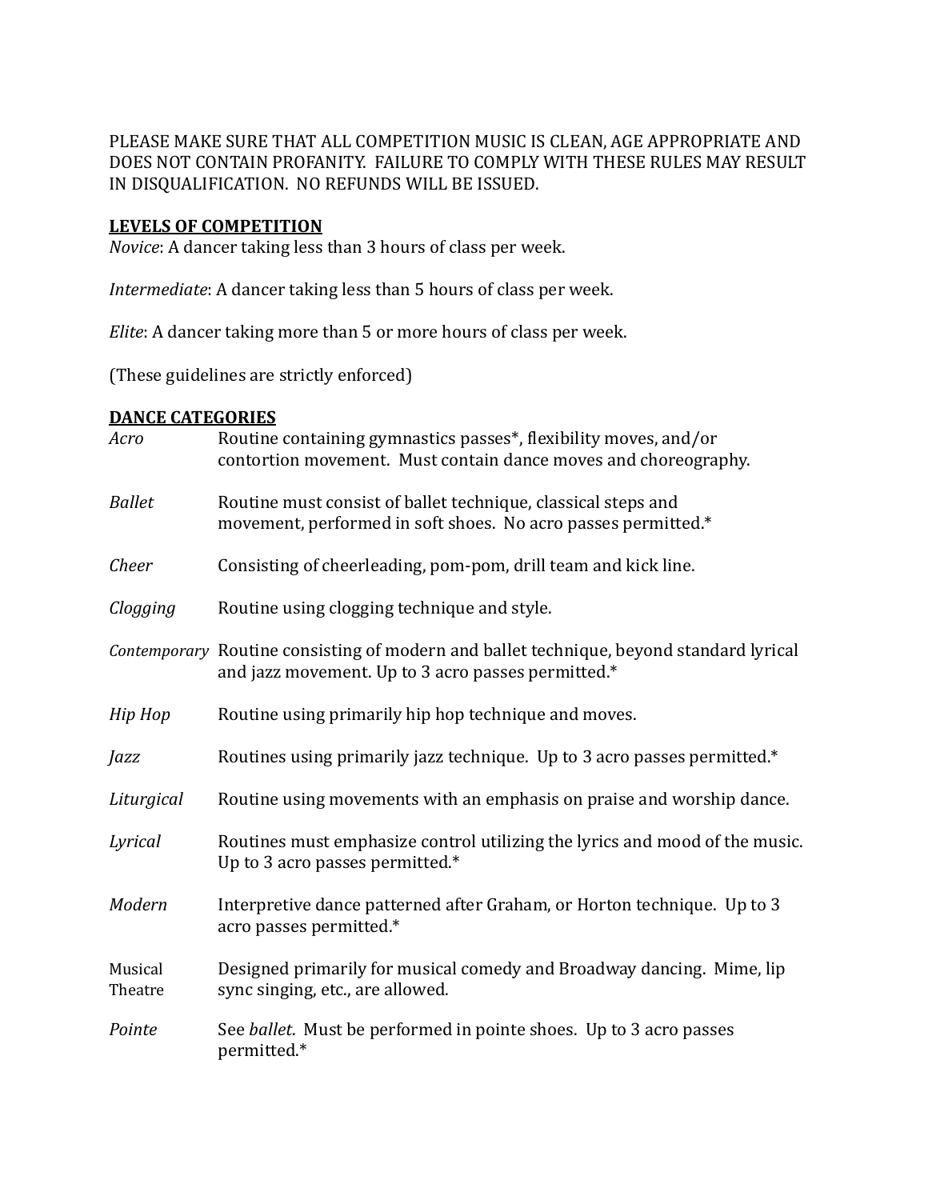PLEASE MAKE SURE THAT ALL COMPETITION MUSIC IS CLEAN, AGE APPROPRIATE AND DOES NOT CONTAIN PROFANITY. FAILURE TO COMPLY WITH THESE RULES MAY RESULT IN DISQUALIFICATION. NO REFUNDS WILL BE ISSUED.

**LEVELS OF COMPETITION**

*Novice*: A dancer taking less than 3 hours of class per week.

*Intermediate*: A dancer taking less than 5 hours of class per week.

*Elite*: A dancer taking more than 5 or more hours of class per week.

(These guidelines are strictly enforced)

**DANCE CATEGORIES**

| | |
|---|---|
| *Acro* | Routine containing gymnastics passes*, flexibility moves, and/or contortion movement. Must contain dance moves and choreography. |
| *Ballet* | Routine must consist of ballet technique, classical steps and movement, performed in soft shoes. No acro passes permitted.* |
| *Cheer* | Consisting of cheerleading, pom-pom, drill team and kick line. |
| *Clogging* | Routine using clogging technique and style. |
| *Contemporary* | Routine consisting of modern and ballet technique, beyond standard lyrical and jazz movement. Up to 3 acro passes permitted.* |
| *Hip Hop* | Routine using primarily hip hop technique and moves. |
| *Jazz* | Routines using primarily jazz technique. Up to 3 acro passes permitted.* |
| *Liturgical* | Routine using movements with an emphasis on praise and worship dance. |
| *Lyrical* | Routines must emphasize control utilizing the lyrics and mood of the music. Up to 3 acro passes permitted.* |
| *Modern* | Interpretive dance patterned after Graham, or Horton technique. Up to 3 acro passes permitted.* |
| Musical Theatre | Designed primarily for musical comedy and Broadway dancing. Mime, lip sync singing, etc., are allowed. |
| *Pointe* | See *ballet*. Must be performed in pointe shoes. Up to 3 acro passes permitted.* |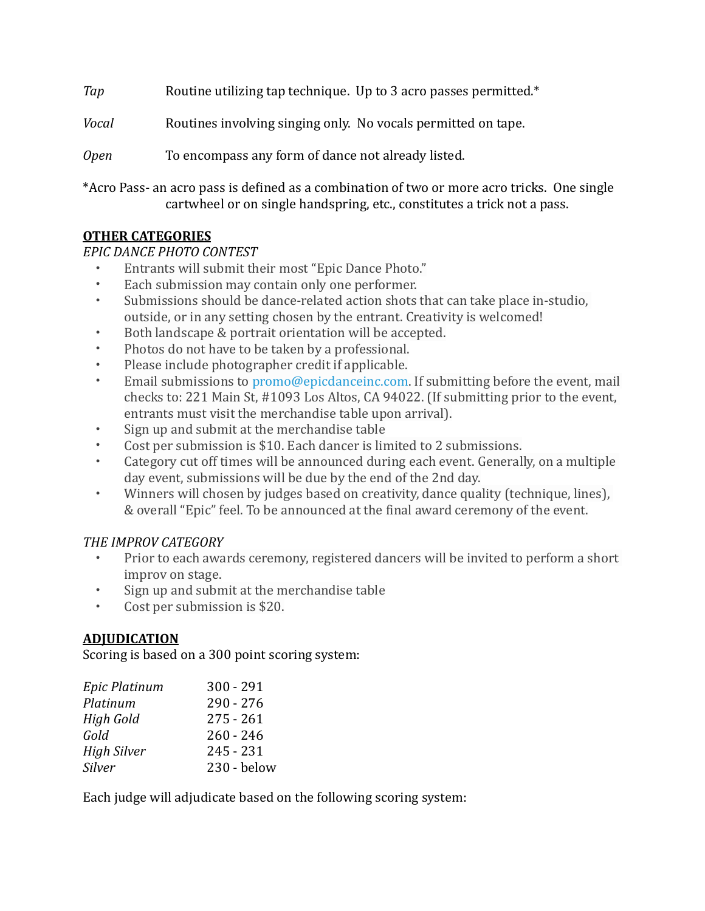*Tap* Routine utilizing tap technique. Up to 3 acro passes permitted.*

*Vocal* Routines involving singing only. No vocals permitted on tape.

*Open* To encompass any form of dance not already listed.

*Acro Pass- an acro pass is defined as a combination of two or more acro tricks. One single cartwheel or on single handspring, etc., constitutes a trick not a pass.

**OTHER CATEGORIES**

*EPIC DANCE PHOTO CONTEST*

- Entrants will submit their most "Epic Dance Photo."
- Each submission may contain only one performer.
- Submissions should be dance-related action shots that can take place in-studio, outside, or in any setting chosen by the entrant. Creativity is welcomed!
- Both landscape & portrait orientation will be accepted.
- Photos do not have to be taken by a professional.
- Please include photographer credit if applicable.
- Email submissions to promo@epicdanceinc.com. If submitting before the event, mail checks to: 221 Main St, #1093 Los Altos, CA 94022. (If submitting prior to the event, entrants must visit the merchandise table upon arrival).
- Sign up and submit at the merchandise table
- Cost per submission is $10. Each dancer is limited to 2 submissions.
- Category cut off times will be announced during each event. Generally, on a multiple day event, submissions will be due by the end of the 2nd day.
- Winners will chosen by judges based on creativity, dance quality (technique, lines), & overall "Epic" feel. To be announced at the final award ceremony of the event.

*THE IMPROV CATEGORY*

- Prior to each awards ceremony, registered dancers will be invited to perform a short improv on stage.
- Sign up and submit at the merchandise table
- Cost per submission is $20.

**ADJUDICATION**

Scoring is based on a 300 point scoring system:

| | |
|---|---|
| *Epic Platinum* | 300 - 291 |
| *Platinum* | 290 - 276 |
| *High Gold* | 275 - 261 |
| *Gold* | 260 - 246 |
| *High Silver* | 245 - 231 |
| *Silver* | 230 - below |

Each judge will adjudicate based on the following scoring system: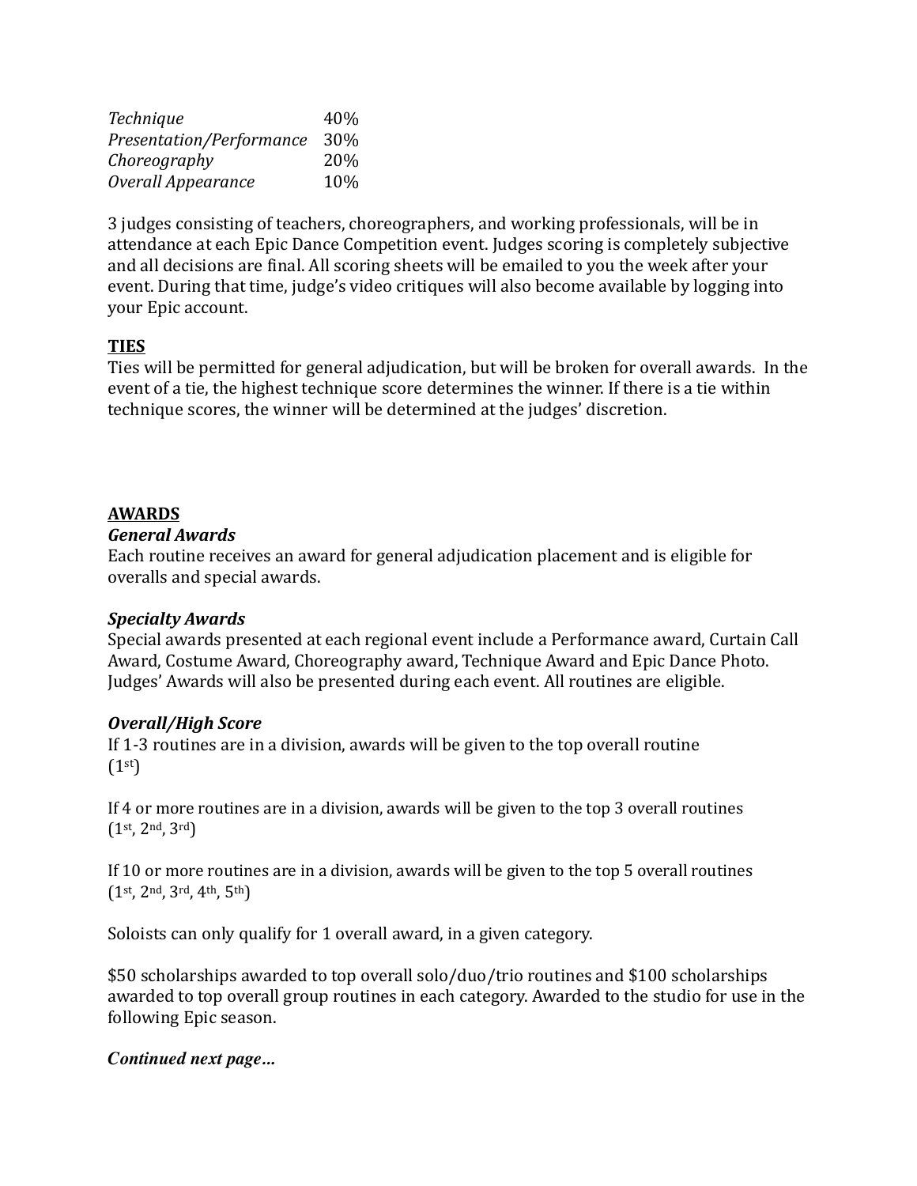| | |
|---|---|
| *Technique* | 40% |
| *Presentation/Performance* | 30% |
| *Choreography* | 20% |
| *Overall Appearance* | 10% |

3 judges consisting of teachers, choreographers, and working professionals, will be in attendance at each Epic Dance Competition event. Judges scoring is completely subjective and all decisions are final. All scoring sheets will be emailed to you the week after your event. During that time, judge's video critiques will also become available by logging into your Epic account.

**<u>TIES</u>**

Ties will be permitted for general adjudication, but will be broken for overall awards. In the event of a tie, the highest technique score determines the winner. If there is a tie within technique scores, the winner will be determined at the judges' discretion.

**<u>AWARDS</u>**

***General Awards***

Each routine receives an award for general adjudication placement and is eligible for overalls and special awards.

***Specialty Awards***

Special awards presented at each regional event include a Performance award, Curtain Call Award, Costume Award, Choreography award, Technique Award and Epic Dance Photo. Judges' Awards will also be presented during each event. All routines are eligible.

***Overall/High Score***

If 1-3 routines are in a division, awards will be given to the top overall routine (1st)

If 4 or more routines are in a division, awards will be given to the top 3 overall routines (1st, 2nd, 3rd)

If 10 or more routines are in a division, awards will be given to the top 5 overall routines (1st, 2nd, 3rd, 4th, 5th)

Soloists can only qualify for 1 overall award, in a given category.

$50 scholarships awarded to top overall solo/duo/trio routines and $100 scholarships awarded to top overall group routines in each category. Awarded to the studio for use in the following Epic season.

***Continued next page…***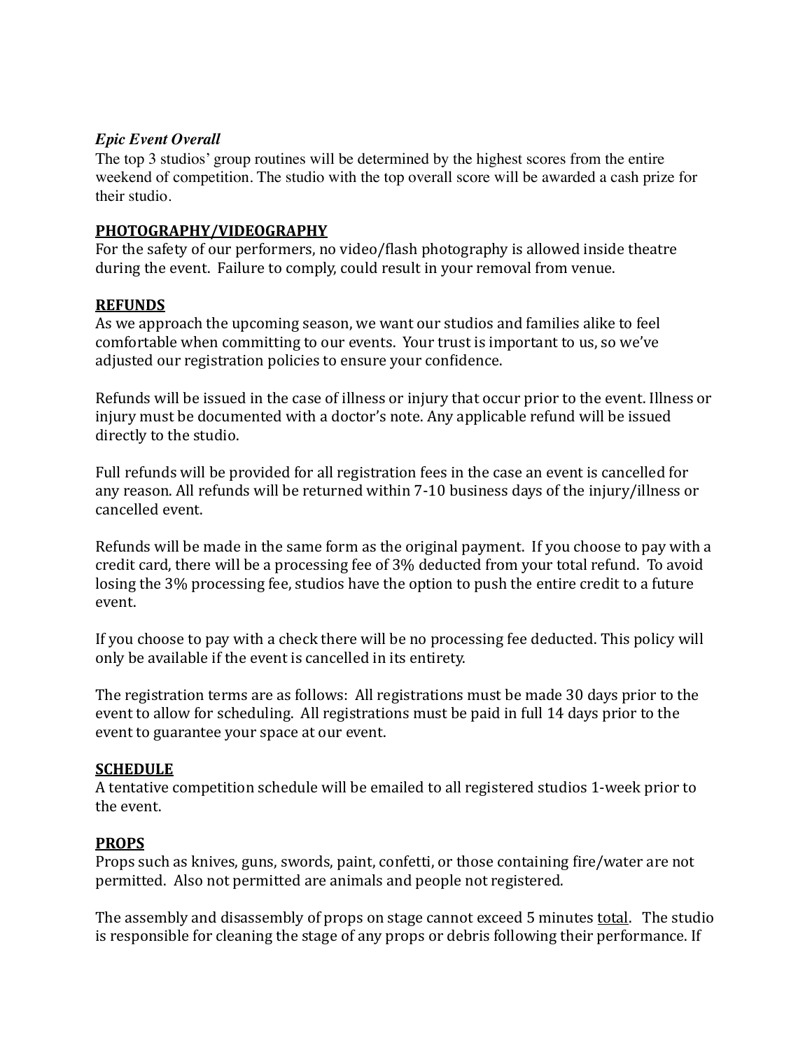***Epic Event Overall***

The top 3 studios' group routines will be determined by the highest scores from the entire weekend of competition. The studio with the top overall score will be awarded a cash prize for their studio.

## PHOTOGRAPHY/VIDEOGRAPHY

For the safety of our performers, no video/flash photography is allowed inside theatre during the event. Failure to comply, could result in your removal from venue.

## REFUNDS

As we approach the upcoming season, we want our studios and families alike to feel comfortable when committing to our events. Your trust is important to us, so we've adjusted our registration policies to ensure your confidence.

Refunds will be issued in the case of illness or injury that occur prior to the event. Illness or injury must be documented with a doctor's note. Any applicable refund will be issued directly to the studio.

Full refunds will be provided for all registration fees in the case an event is cancelled for any reason. All refunds will be returned within 7-10 business days of the injury/illness or cancelled event.

Refunds will be made in the same form as the original payment. If you choose to pay with a credit card, there will be a processing fee of 3% deducted from your total refund. To avoid losing the 3% processing fee, studios have the option to push the entire credit to a future event.

If you choose to pay with a check there will be no processing fee deducted. This policy will only be available if the event is cancelled in its entirety.

The registration terms are as follows: All registrations must be made 30 days prior to the event to allow for scheduling. All registrations must be paid in full 14 days prior to the event to guarantee your space at our event.

## SCHEDULE

A tentative competition schedule will be emailed to all registered studios 1-week prior to the event.

## PROPS

Props such as knives, guns, swords, paint, confetti, or those containing fire/water are not permitted. Also not permitted are animals and people not registered.

The assembly and disassembly of props on stage cannot exceed 5 minutes total. The studio is responsible for cleaning the stage of any props or debris following their performance. If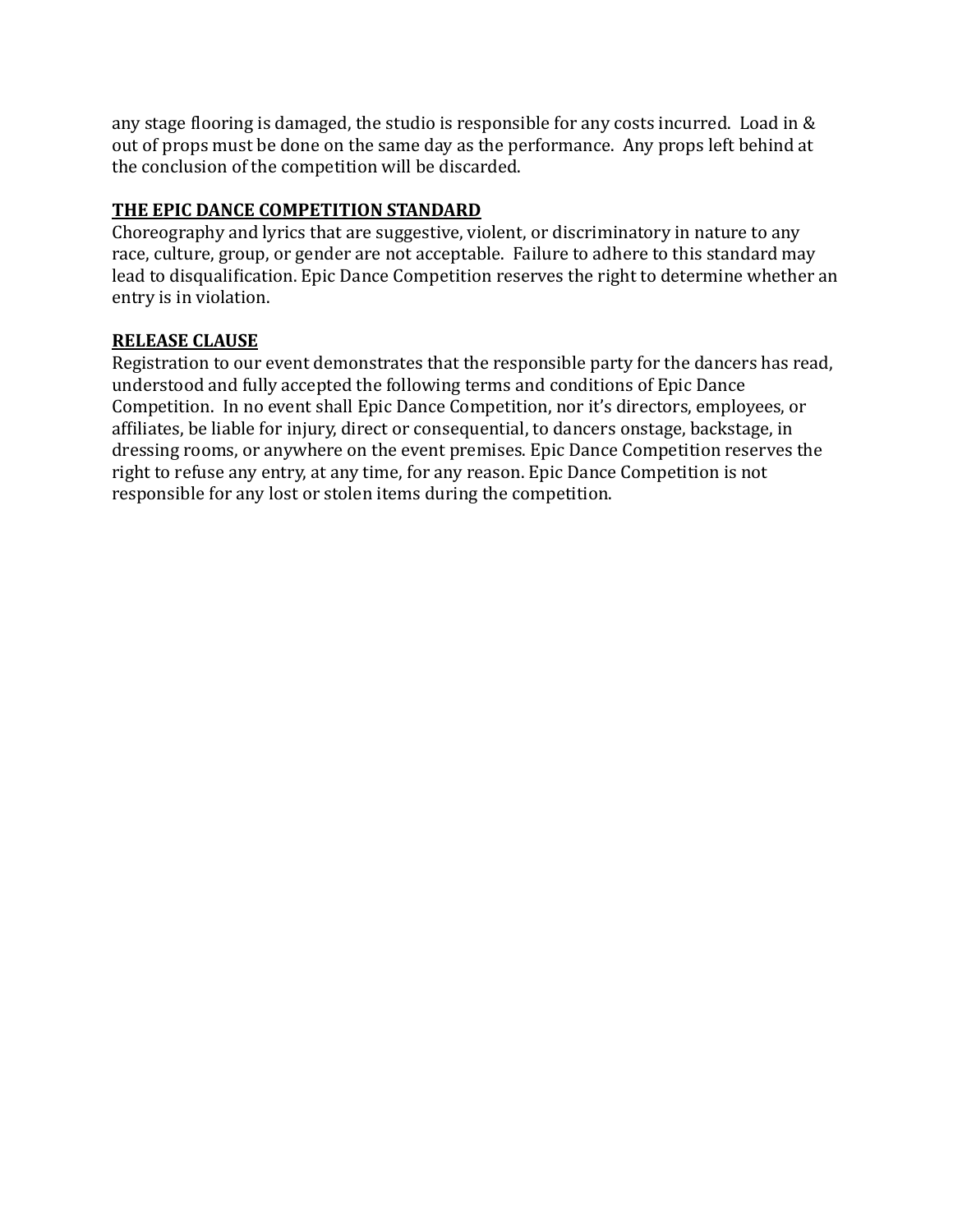any stage flooring is damaged, the studio is responsible for any costs incurred. Load in & out of props must be done on the same day as the performance. Any props left behind at the conclusion of the competition will be discarded.

**THE EPIC DANCE COMPETITION STANDARD**

Choreography and lyrics that are suggestive, violent, or discriminatory in nature to any race, culture, group, or gender are not acceptable. Failure to adhere to this standard may lead to disqualification. Epic Dance Competition reserves the right to determine whether an entry is in violation.

**RELEASE CLAUSE**

Registration to our event demonstrates that the responsible party for the dancers has read, understood and fully accepted the following terms and conditions of Epic Dance Competition. In no event shall Epic Dance Competition, nor it's directors, employees, or affiliates, be liable for injury, direct or consequential, to dancers onstage, backstage, in dressing rooms, or anywhere on the event premises. Epic Dance Competition reserves the right to refuse any entry, at any time, for any reason. Epic Dance Competition is not responsible for any lost or stolen items during the competition.